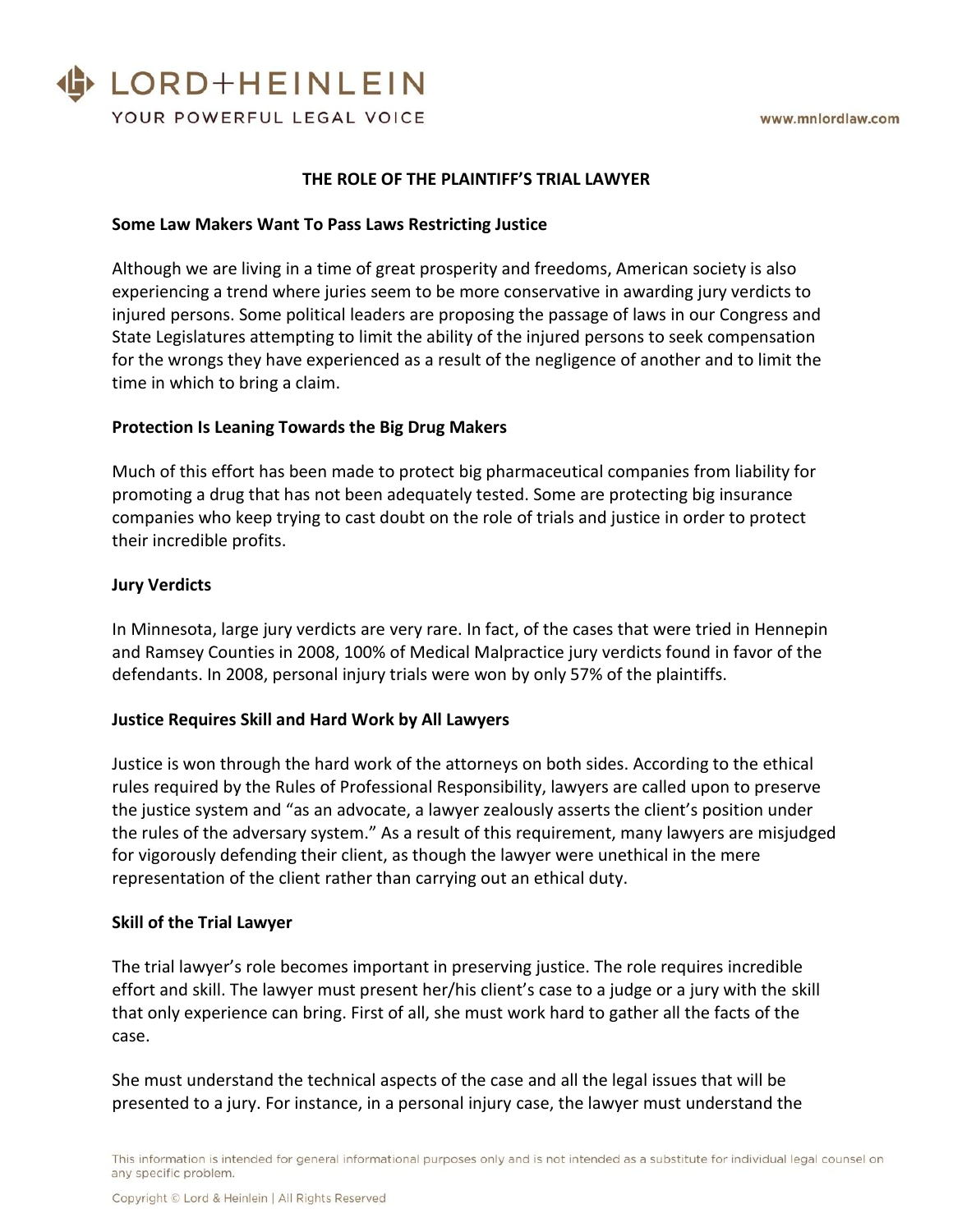# THE ROLE OF THE PLAINTIFF'S TRIAL LAWYER

## Some Law Makers Want To Pass Laws Restricting Justice

Although we are living in a time of great prosperity and freedoms, American society is also experiencing a trend where juries seem to be more conservative in awarding jury verdicts to injured persons. Some political leaders are proposing the passage of laws in our Congress and State Legislatures attempting to limit the ability of the injured persons to seek compensation for the wrongs they have experienced as a result of the negligence of another and to limit the time in which to bring a claim.

## Protection Is Leaning Towards the Big Drug Makers

Much of this effort has been made to protect big pharmaceutical companies from liability for promoting a drug that has not been adequately tested. Some are protecting big insurance companies who keep trying to cast doubt on the role of trials and justice in order to protect their incredible profits.

## Jury Verdicts

In Minnesota, large jury verdicts are very rare. In fact, of the cases that were tried in Hennepin and Ramsey Counties in 2008, 100% of Medical Malpractice jury verdicts found in favor of the defendants. In 2008, personal injury trials were won by only 57% of the plaintiffs.

## Justice Requires Skill and Hard Work by All Lawyers

Justice is won through the hard work of the attorneys on both sides. According to the ethical rules required by the Rules of Professional Responsibility, lawyers are called upon to preserve the justice system and "as an advocate, a lawyer zealously asserts the client's position under the rules of the adversary system." As a result of this requirement, many lawyers are misjudged for vigorously defending their client, as though the lawyer were unethical in the mere representation of the client rather than carrying out an ethical duty.

## Skill of the Trial Lawyer

The trial lawyer's role becomes important in preserving justice. The role requires incredible effort and skill. The lawyer must present her/his client's case to a judge or a jury with the skill that only experience can bring. First of all, she must work hard to gather all the facts of the case.

She must understand the technical aspects of the case and all the legal issues that will be presented to a jury. For instance, in a personal injury case, the lawyer must understand the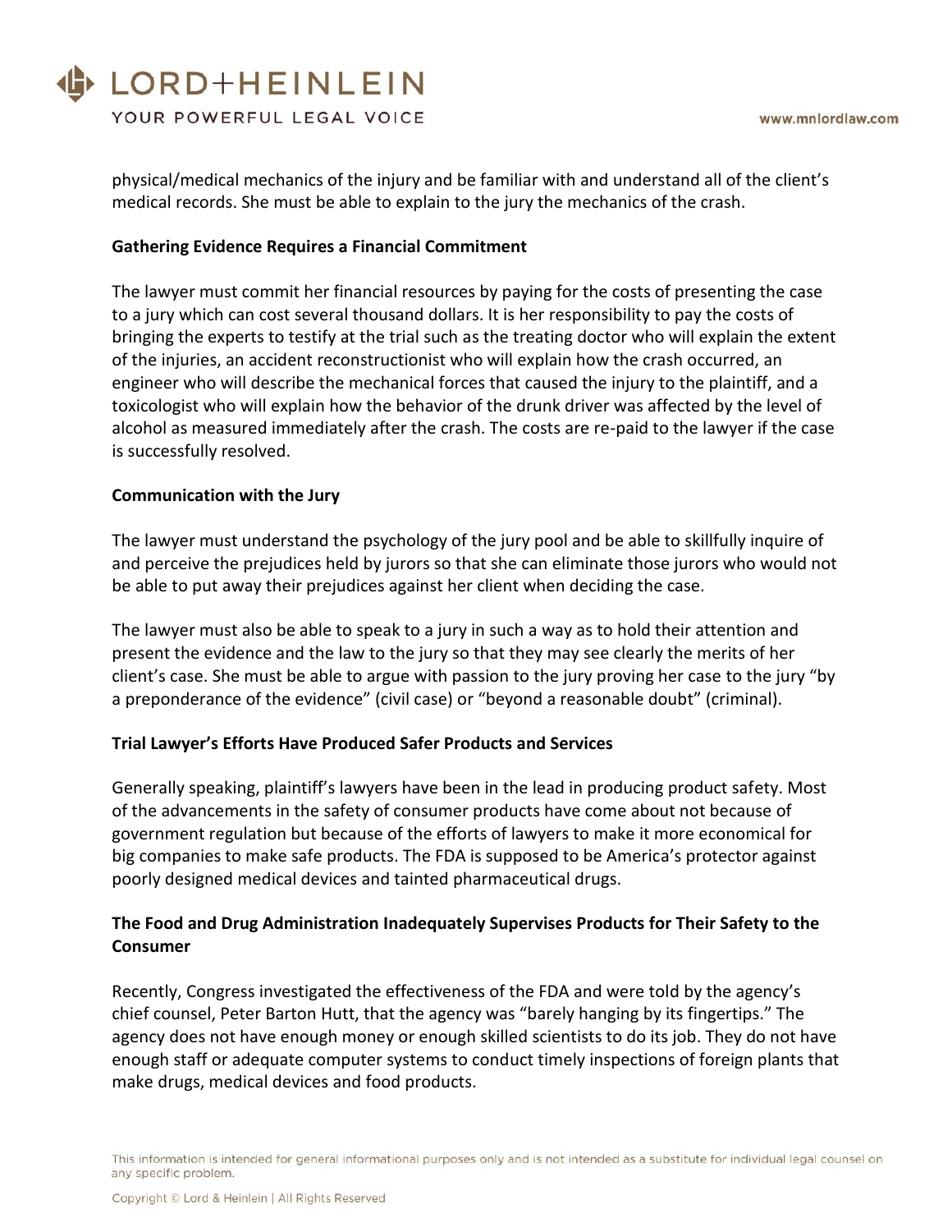physical/medical mechanics of the injury and be familiar with and understand all of the client's medical records. She must be able to explain to the jury the mechanics of the crash.

**Gathering Evidence Requires a Financial Commitment**

The lawyer must commit her financial resources by paying for the costs of presenting the case to a jury which can cost several thousand dollars. It is her responsibility to pay the costs of bringing the experts to testify at the trial such as the treating doctor who will explain the extent of the injuries, an accident reconstructionist who will explain how the crash occurred, an engineer who will describe the mechanical forces that caused the injury to the plaintiff, and a toxicologist who will explain how the behavior of the drunk driver was affected by the level of alcohol as measured immediately after the crash. The costs are re-paid to the lawyer if the case is successfully resolved.

**Communication with the Jury**

The lawyer must understand the psychology of the jury pool and be able to skillfully inquire of and perceive the prejudices held by jurors so that she can eliminate those jurors who would not be able to put away their prejudices against her client when deciding the case.

The lawyer must also be able to speak to a jury in such a way as to hold their attention and present the evidence and the law to the jury so that they may see clearly the merits of her client's case. She must be able to argue with passion to the jury proving her case to the jury "by a preponderance of the evidence" (civil case) or "beyond a reasonable doubt" (criminal).

**Trial Lawyer's Efforts Have Produced Safer Products and Services**

Generally speaking, plaintiff's lawyers have been in the lead in producing product safety. Most of the advancements in the safety of consumer products have come about not because of government regulation but because of the efforts of lawyers to make it more economical for big companies to make safe products. The FDA is supposed to be America's protector against poorly designed medical devices and tainted pharmaceutical drugs.

**The Food and Drug Administration Inadequately Supervises Products for Their Safety to the Consumer**

Recently, Congress investigated the effectiveness of the FDA and were told by the agency's chief counsel, Peter Barton Hutt, that the agency was "barely hanging by its fingertips." The agency does not have enough money or enough skilled scientists to do its job. They do not have enough staff or adequate computer systems to conduct timely inspections of foreign plants that make drugs, medical devices and food products.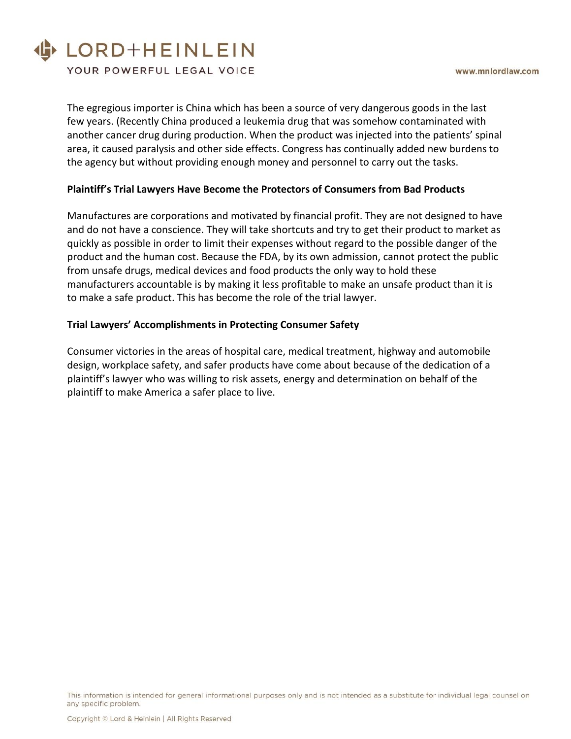The egregious importer is China which has been a source of very dangerous goods in the last few years. (Recently China produced a leukemia drug that was somehow contaminated with another cancer drug during production. When the product was injected into the patients' spinal area, it caused paralysis and other side effects. Congress has continually added new burdens to the agency but without providing enough money and personnel to carry out the tasks.

**Plaintiff's Trial Lawyers Have Become the Protectors of Consumers from Bad Products**

Manufactures are corporations and motivated by financial profit. They are not designed to have and do not have a conscience. They will take shortcuts and try to get their product to market as quickly as possible in order to limit their expenses without regard to the possible danger of the product and the human cost. Because the FDA, by its own admission, cannot protect the public from unsafe drugs, medical devices and food products the only way to hold these manufacturers accountable is by making it less profitable to make an unsafe product than it is to make a safe product. This has become the role of the trial lawyer.

**Trial Lawyers' Accomplishments in Protecting Consumer Safety**

Consumer victories in the areas of hospital care, medical treatment, highway and automobile design, workplace safety, and safer products have come about because of the dedication of a plaintiff's lawyer who was willing to risk assets, energy and determination on behalf of the plaintiff to make America a safer place to live.

This information is intended for general informational purposes only and is not intended as a substitute for individual legal counsel on any specific problem.

Copyright © Lord & Heinlein | All Rights Reserved